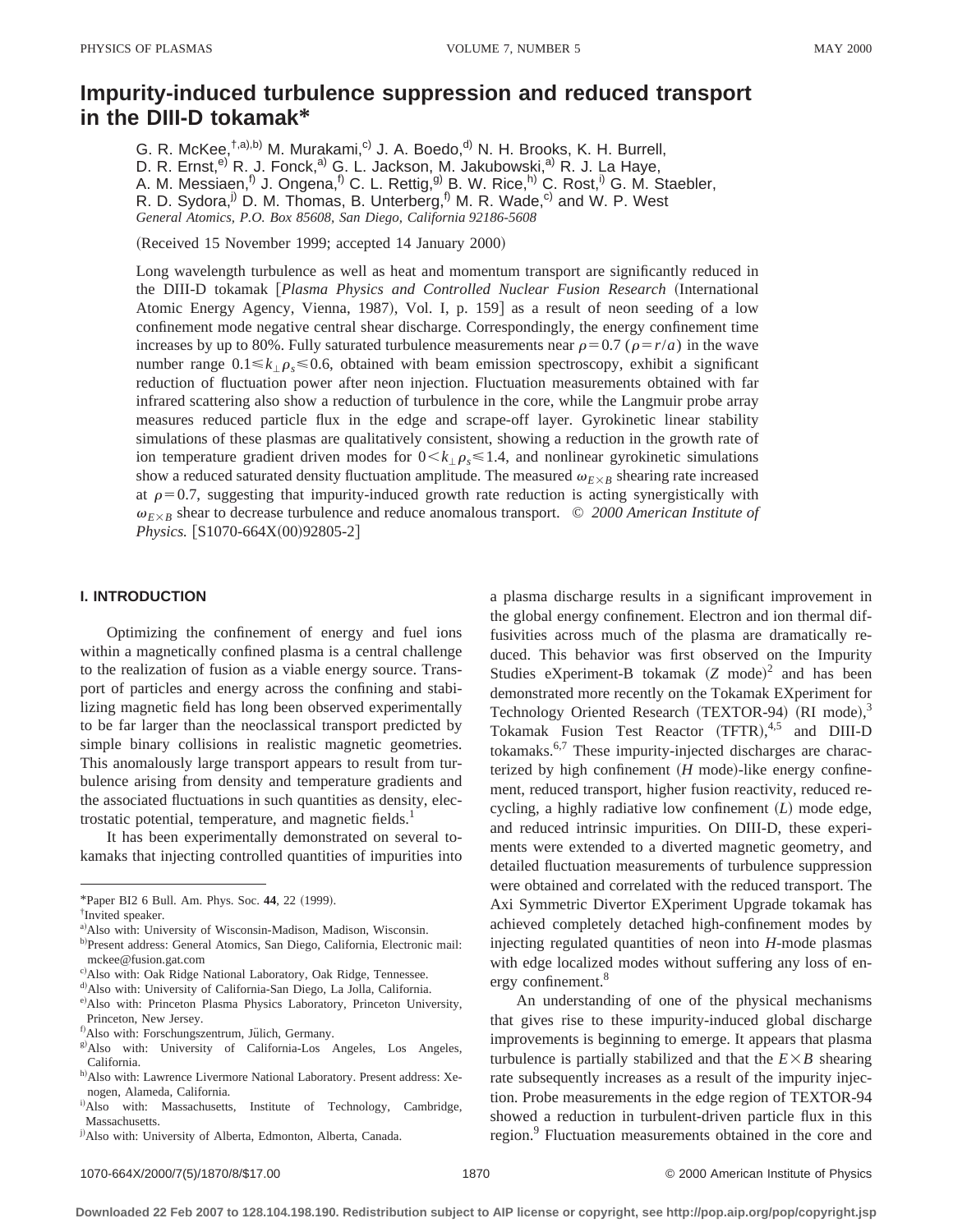# Impurity-induced turbulence suppression and reduced transport in the DIII-D tokamak*

G. R. McKee,[†,a),b)] M. Murakami,[c)] J. A. Boedo,[d)] N. H. Brooks, K. H. Burrell, D. R. Ernst,[e)] R. J. Fonck,[a)] G. L. Jackson, M. Jakubowski,[a)] R. J. La Haye, A. M. Messiaen,[f)] J. Ongena,[f)] C. L. Rettig,[g)] B. W. Rice,[h)] C. Rost,[i)] G. M. Staebler, R. D. Sydora,[j)] D. M. Thomas, B. Unterberg,[f)] M. R. Wade,[c)] and W. P. West

*General Atomics, P.O. Box 85608, San Diego, California 92186-5608*

(Received 15 November 1999; accepted 14 January 2000)

Long wavelength turbulence as well as heat and momentum transport are significantly reduced in the DIII-D tokamak [*Plasma Physics and Controlled Nuclear Fusion Research* (International Atomic Energy Agency, Vienna, 1987), Vol. I, p. 159] as a result of neon seeding of a low confinement mode negative central shear discharge. Correspondingly, the energy confinement time increases by up to 80%. Fully saturated turbulence measurements near $\rho = 0.7$ ($\rho = r/a$) in the wave number range $0.1 \leq k_\perp \rho_s \leq 0.6$, obtained with beam emission spectroscopy, exhibit a significant reduction of fluctuation power after neon injection. Fluctuation measurements obtained with far infrared scattering also show a reduction of turbulence in the core, while the Langmuir probe array measures reduced particle flux in the edge and scrape-off layer. Gyrokinetic linear stability simulations of these plasmas are qualitatively consistent, showing a reduction in the growth rate of ion temperature gradient driven modes for $0 < k_\perp \rho_s \leq 1.4$, and nonlinear gyrokinetic simulations show a reduced saturated density fluctuation amplitude. The measured $\omega_{E\times B}$ shearing rate increased at $\rho = 0.7$, suggesting that impurity-induced growth rate reduction is acting synergistically with $\omega_{E\times B}$ shear to decrease turbulence and reduce anomalous transport. © *2000 American Institute of Physics.* [S1070-664X(00)92805-2]

## I. INTRODUCTION

Optimizing the confinement of energy and fuel ions within a magnetically confined plasma is a central challenge to the realization of fusion as a viable energy source. Transport of particles and energy across the confining and stabilizing magnetic field has long been observed experimentally to be far larger than the neoclassical transport predicted by simple binary collisions in realistic magnetic geometries. This anomalously large transport appears to result from turbulence arising from density and temperature gradients and the associated fluctuations in such quantities as density, electrostatic potential, temperature, and magnetic fields.[1]

It has been experimentally demonstrated on several tokamaks that injecting controlled quantities of impurities into a plasma discharge results in a significant improvement in the global energy confinement. Electron and ion thermal diffusivities across much of the plasma are dramatically reduced. This behavior was first observed on the Impurity Studies eXperiment-B tokamak ($Z$ mode)[2] and has been demonstrated more recently on the Tokamak EXperiment for Technology Oriented Research (TEXTOR-94) (RI mode),[3] Tokamak Fusion Test Reactor (TFTR),[4,5] and DIII-D tokamaks.[6,7] These impurity-injected discharges are characterized by high confinement ($H$ mode)-like energy confinement, reduced transport, higher fusion reactivity, reduced recycling, a highly radiative low confinement ($L$) mode edge, and reduced intrinsic impurities. On DIII-D, these experiments were extended to a diverted magnetic geometry, and detailed fluctuation measurements of turbulence suppression were obtained and correlated with the reduced transport. The Axi Symmetric Divertor EXperiment Upgrade tokamak has achieved completely detached high-confinement modes by injecting regulated quantities of neon into $H$-mode plasmas with edge localized modes without suffering any loss of energy confinement.[8]

An understanding of one of the physical mechanisms that gives rise to these impurity-induced global discharge improvements is beginning to emerge. It appears that plasma turbulence is partially stabilized and that the $E\times B$ shearing rate subsequently increases as a result of the impurity injection. Probe measurements in the edge region of TEXTOR-94 showed a reduction in turbulent-driven particle flux in this region.[9] Fluctuation measurements obtained in the core and

---

*Paper BI2 6 Bull. Am. Phys. Soc. **44**, 22 (1999).

[†]Invited speaker.

[a)]Also with: University of Wisconsin-Madison, Madison, Wisconsin.

[b)]Present address: General Atomics, San Diego, California, Electronic mail: mckee@fusion.gat.com

[c)]Also with: Oak Ridge National Laboratory, Oak Ridge, Tennessee.

[d)]Also with: University of California-San Diego, La Jolla, California.

[e)]Also with: Princeton Plasma Physics Laboratory, Princeton University, Princeton, New Jersey.

[f)]Also with: Forschungszentrum, Jülich, Germany.

[g)]Also with: University of California-Los Angeles, Los Angeles, California.

[h)]Also with: Lawrence Livermore National Laboratory. Present address: Xenogen, Alameda, California.

[i)]Also with: Massachusetts, Institute of Technology, Cambridge, Massachusetts.

[j)]Also with: University of Alberta, Edmonton, Alberta, Canada.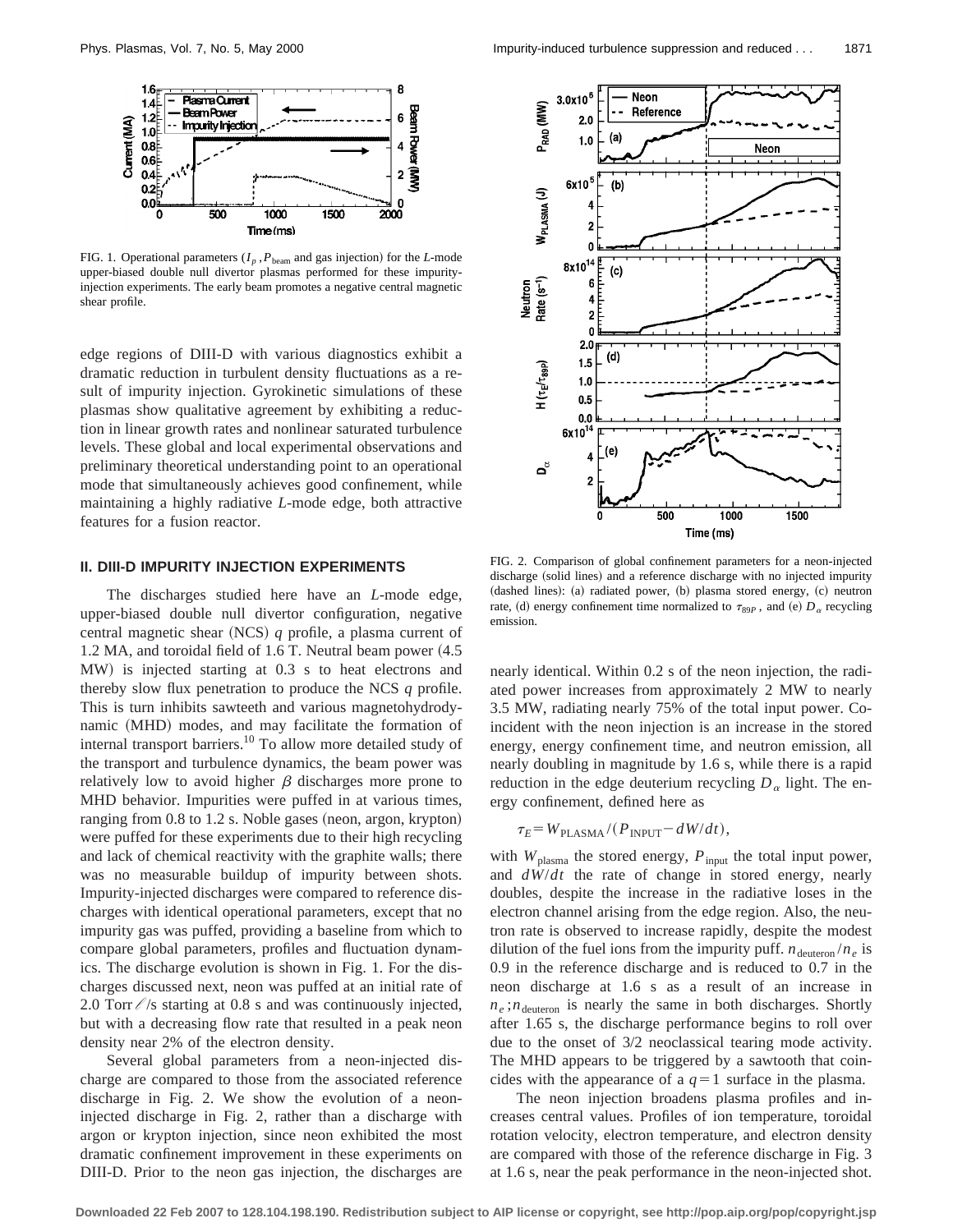FIG. 1. Operational parameters ($I_p$, $P_{\rm beam}$ and gas injection) for the *L*-mode upper-biased double null divertor plasmas performed for these impurity-injection experiments. The early beam promotes a negative central magnetic shear profile.

edge regions of DIII-D with various diagnostics exhibit a dramatic reduction in turbulent density fluctuations as a result of impurity injection. Gyrokinetic simulations of these plasmas show qualitative agreement by exhibiting a reduction in linear growth rates and nonlinear saturated turbulence levels. These global and local experimental observations and preliminary theoretical understanding point to an operational mode that simultaneously achieves good confinement, while maintaining a highly radiative *L*-mode edge, both attractive features for a fusion reactor.

## II. DIII-D IMPURITY INJECTION EXPERIMENTS

The discharges studied here have an *L*-mode edge, upper-biased double null divertor configuration, negative central magnetic shear (NCS) $q$ profile, a plasma current of 1.2 MA, and toroidal field of 1.6 T. Neutral beam power (4.5 MW) is injected starting at 0.3 s to heat electrons and thereby slow flux penetration to produce the NCS $q$ profile. This is turn inhibits sawteeth and various magnetohydrodynamic (MHD) modes, and may facilitate the formation of internal transport barriers.[10] To allow more detailed study of the transport and turbulence dynamics, the beam power was relatively low to avoid higher $\beta$ discharges more prone to MHD behavior. Impurities were puffed in at various times, ranging from 0.8 to 1.2 s. Noble gases (neon, argon, krypton) were puffed for these experiments due to their high recycling and lack of chemical reactivity with the graphite walls; there was no measurable buildup of impurity between shots. Impurity-injected discharges were compared to reference discharges with identical operational parameters, except that no impurity gas was puffed, providing a baseline from which to compare global parameters, profiles and fluctuation dynamics. The discharge evolution is shown in Fig. 1. For the discharges discussed next, neon was puffed at an initial rate of 2.0 Torr ℓ/s starting at 0.8 s and was continuously injected, but with a decreasing flow rate that resulted in a peak neon density near 2% of the electron density.

Several global parameters from a neon-injected discharge are compared to those from the associated reference discharge in Fig. 2. We show the evolution of a neon-injected discharge in Fig. 2, rather than a discharge with argon or krypton injection, since neon exhibited the most dramatic confinement improvement in these experiments on DIII-D. Prior to the neon gas injection, the discharges are nearly identical. Within 0.2 s of the neon injection, the radiated power increases from approximately 2 MW to nearly 3.5 MW, radiating nearly 75% of the total input power. Coincident with the neon injection is an increase in the stored energy, energy confinement time, and neutron emission, all nearly doubling in magnitude by 1.6 s, while there is a rapid reduction in the edge deuterium recycling $D_\alpha$ light. The energy confinement, defined here as

$$\tau_E = W_{\rm PLASMA}/(P_{\rm INPUT} - dW/dt),$$

with $W_{\rm plasma}$ the stored energy, $P_{\rm input}$ the total input power, and $dW/dt$ the rate of change in stored energy, nearly doubles, despite the increase in the radiative loses in the electron channel arising from the edge region. Also, the neutron rate is observed to increase rapidly, despite the modest dilution of the fuel ions from the impurity puff. $n_{\rm deuteron}/n_e$ is 0.9 in the reference discharge and is reduced to 0.7 in the neon discharge at 1.6 s as a result of an increase in $n_e$; $n_{\rm deuteron}$ is nearly the same in both discharges. Shortly after 1.65 s, the discharge performance begins to roll over due to the onset of 3/2 neoclassical tearing mode activity. The MHD appears to be triggered by a sawtooth that coincides with the appearance of a $q=1$ surface in the plasma.

The neon injection broadens plasma profiles and increases central values. Profiles of ion temperature, toroidal rotation velocity, electron temperature, and electron density are compared with those of the reference discharge in Fig. 3 at 1.6 s, near the peak performance in the neon-injected shot.

FIG. 2. Comparison of global confinement parameters for a neon-injected discharge (solid lines) and a reference discharge with no injected impurity (dashed lines): (a) radiated power, (b) plasma stored energy, (c) neutron rate, (d) energy confinement time normalized to $\tau_{89P}$, and (e) $D_\alpha$ recycling emission.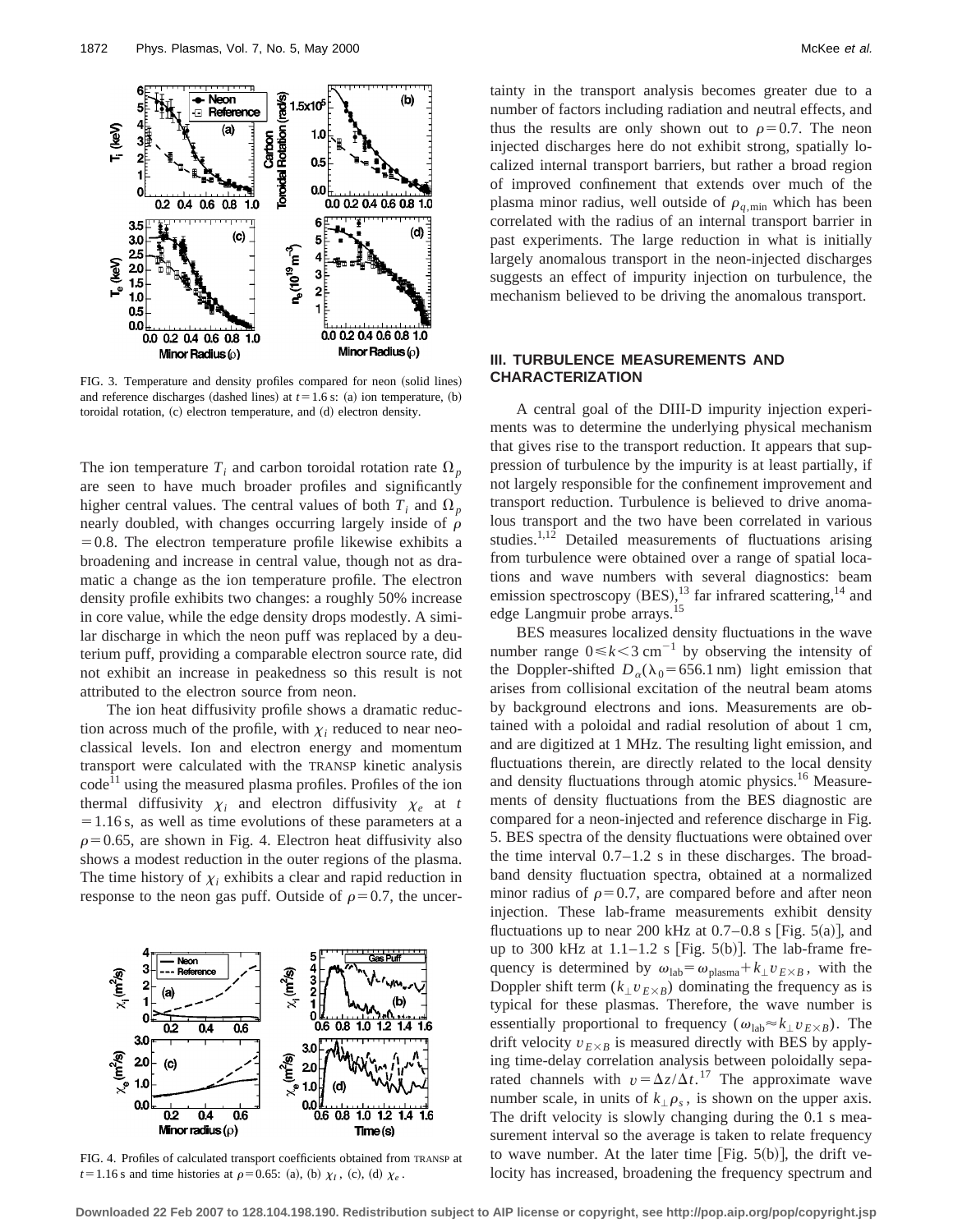FIG. 3. Temperature and density profiles compared for neon (solid lines) and reference discharges (dashed lines) at $t = 1.6$ s: (a) ion temperature, (b) toroidal rotation, (c) electron temperature, and (d) electron density.

The ion temperature $T_i$ and carbon toroidal rotation rate $\Omega_p$ are seen to have much broader profiles and significantly higher central values. The central values of both $T_i$ and $\Omega_p$ nearly doubled, with changes occurring largely inside of $\rho = 0.8$. The electron temperature profile likewise exhibits a broadening and increase in central value, though not as dramatic a change as the ion temperature profile. The electron density profile exhibits two changes: a roughly 50% increase in core value, while the edge density drops modestly. A similar discharge in which the neon puff was replaced by a deuterium puff, providing a comparable electron source rate, did not exhibit an increase in peakedness so this result is not attributed to the electron source from neon.

The ion heat diffusivity profile shows a dramatic reduction across much of the profile, with $\chi_i$ reduced to near neoclassical levels. Ion and electron energy and momentum transport were calculated with the TRANSP kinetic analysis code[11] using the measured plasma profiles. Profiles of the ion thermal diffusivity $\chi_i$ and electron diffusivity $\chi_e$ at $t = 1.16$ s, as well as time evolutions of these parameters at a $\rho = 0.65$, are shown in Fig. 4. Electron heat diffusivity also shows a modest reduction in the outer regions of the plasma. The time history of $\chi_i$ exhibits a clear and rapid reduction in response to the neon gas puff. Outside of $\rho = 0.7$, the uncertainty in the transport analysis becomes greater due to a number of factors including radiation and neutral effects, and thus the results are only shown out to $\rho = 0.7$. The neon injected discharges here do not exhibit strong, spatially localized internal transport barriers, but rather a broad region of improved confinement that extends over much of the plasma minor radius, well outside of $\rho_{q,\min}$ which has been correlated with the radius of an internal transport barrier in past experiments. The large reduction in what is initially largely anomalous transport in the neon-injected discharges suggests an effect of impurity injection on turbulence, the mechanism believed to be driving the anomalous transport.

FIG. 4. Profiles of calculated transport coefficients obtained from TRANSP at $t = 1.16$ s and time histories at $\rho = 0.65$: (a), (b) $\chi_I$, (c), (d) $\chi_e$.

## III. TURBULENCE MEASUREMENTS AND CHARACTERIZATION

A central goal of the DIII-D impurity injection experiments was to determine the underlying physical mechanism that gives rise to the transport reduction. It appears that suppression of turbulence by the impurity is at least partially, if not largely responsible for the confinement improvement and transport reduction. Turbulence is believed to drive anomalous transport and the two have been correlated in various studies.[1,12] Detailed measurements of fluctuations arising from turbulence were obtained over a range of spatial locations and wave numbers with several diagnostics: beam emission spectroscopy (BES),[13] far infrared scattering,[14] and edge Langmuir probe arrays.[15]

BES measures localized density fluctuations in the wave number range $0 \leq k < 3\ \mathrm{cm}^{-1}$ by observing the intensity of the Doppler-shifted $D_\alpha(\lambda_0 = 656.1\ \mathrm{nm})$ light emission that arises from collisional excitation of the neutral beam atoms by background electrons and ions. Measurements are obtained with a poloidal and radial resolution of about 1 cm, and are digitized at 1 MHz. The resulting light emission, and fluctuations therein, are directly related to the local density and density fluctuations through atomic physics.[16] Measurements of density fluctuations from the BES diagnostic are compared for a neon-injected and reference discharge in Fig. 5. BES spectra of the density fluctuations were obtained over the time interval 0.7–1.2 s in these discharges. The broadband density fluctuation spectra, obtained at a normalized minor radius of $\rho = 0.7$, are compared before and after neon injection. These lab-frame measurements exhibit density fluctuations up to near 200 kHz at 0.7–0.8 s [Fig. 5(a)], and up to 300 kHz at 1.1–1.2 s [Fig. 5(b)]. The lab-frame frequency is determined by $\omega_{\mathrm{lab}} = \omega_{\mathrm{plasma}} + k_\perp v_{E\times B}$, with the Doppler shift term $(k_\perp v_{E\times B})$ dominating the frequency as is typical for these plasmas. Therefore, the wave number is essentially proportional to frequency $(\omega_{\mathrm{lab}} \approx k_\perp v_{E\times B})$. The drift velocity $v_{E\times B}$ is measured directly with BES by applying time-delay correlation analysis between poloidally separated channels with $v = \Delta z/\Delta t$.[17] The approximate wave number scale, in units of $k_\perp \rho_s$, is shown on the upper axis. The drift velocity is slowly changing during the 0.1 s measurement interval so the average is taken to relate frequency to wave number. At the later time [Fig. 5(b)], the drift velocity has increased, broadening the frequency spectrum and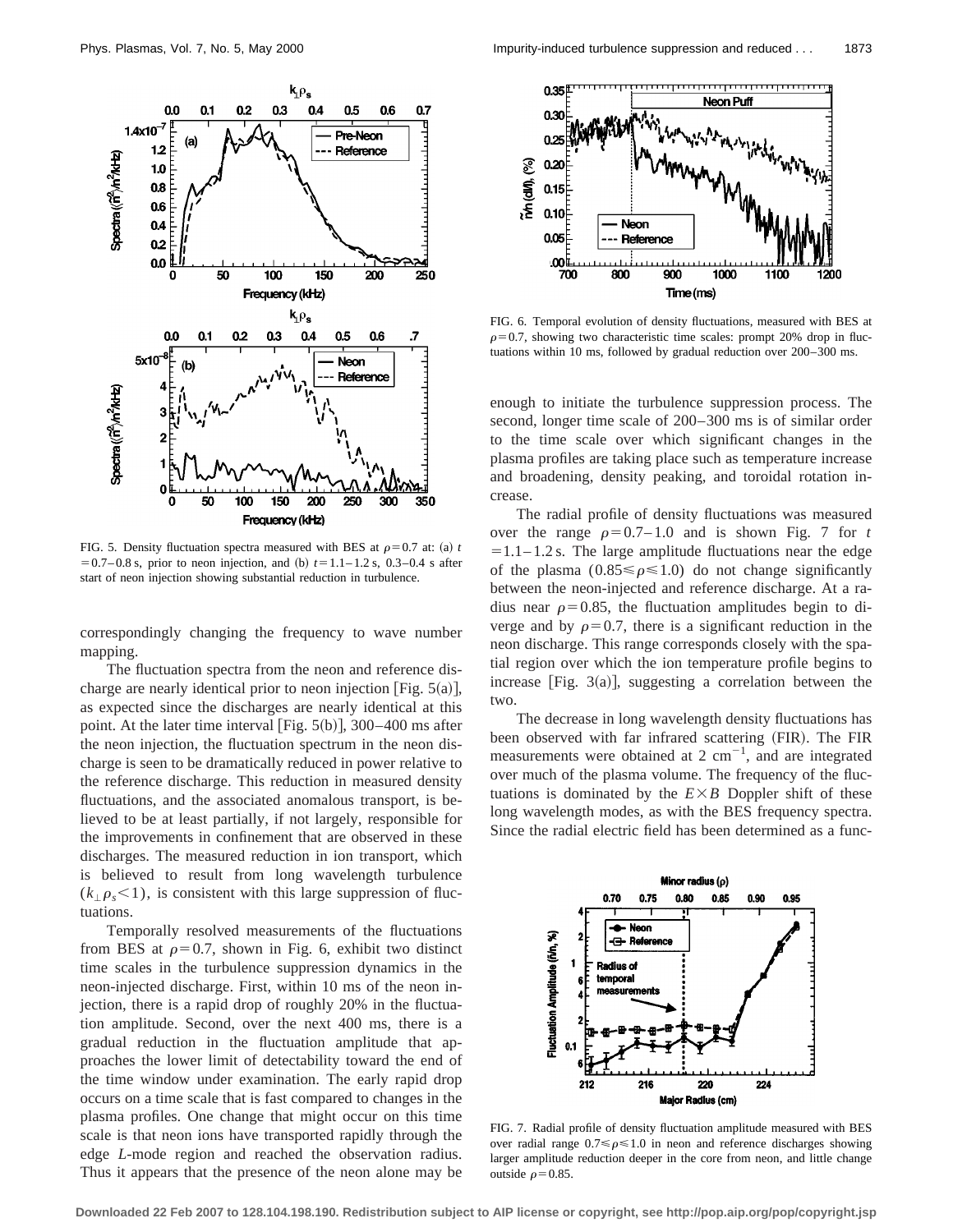FIG. 5. Density fluctuation spectra measured with BES at $\rho=0.7$ at: (a) $t=0.7$–$0.8$ s, prior to neon injection, and (b) $t=1.1$–$1.2$ s, 0.3–0.4 s after start of neon injection showing substantial reduction in turbulence.

correspondingly changing the frequency to wave number mapping.

The fluctuation spectra from the neon and reference discharge are nearly identical prior to neon injection [Fig. 5(a)], as expected since the discharges are nearly identical at this point. At the later time interval [Fig. 5(b)], 300–400 ms after the neon injection, the fluctuation spectrum in the neon discharge is seen to be dramatically reduced in power relative to the reference discharge. This reduction in measured density fluctuations, and the associated anomalous transport, is believed to be at least partially, if not largely, responsible for the improvements in confinement that are observed in these discharges. The measured reduction in ion transport, which is believed to result from long wavelength turbulence ($k_\perp \rho_s<1$), is consistent with this large suppression of fluctuations.

Temporally resolved measurements of the fluctuations from BES at $\rho=0.7$, shown in Fig. 6, exhibit two distinct time scales in the turbulence suppression dynamics in the neon-injected discharge. First, within 10 ms of the neon injection, there is a rapid drop of roughly 20% in the fluctuation amplitude. Second, over the next 400 ms, there is a gradual reduction in the fluctuation amplitude that approaches the lower limit of detectability toward the end of the time window under examination. The early rapid drop occurs on a time scale that is fast compared to changes in the plasma profiles. One change that might occur on this time scale is that neon ions have transported rapidly through the edge *L*-mode region and reached the observation radius. Thus it appears that the presence of the neon alone may be enough to initiate the turbulence suppression process. The second, longer time scale of 200–300 ms is of similar order to the time scale over which significant changes in the plasma profiles are taking place such as temperature increase and broadening, density peaking, and toroidal rotation increase.

FIG. 6. Temporal evolution of density fluctuations, measured with BES at $\rho=0.7$, showing two characteristic time scales: prompt 20% drop in fluctuations within 10 ms, followed by gradual reduction over 200–300 ms.

The radial profile of density fluctuations was measured over the range $\rho=0.7$–$1.0$ and is shown Fig. 7 for $t=1.1$–$1.2$ s. The large amplitude fluctuations near the edge of the plasma ($0.85\leqslant\rho\leqslant1.0$) do not change significantly between the neon-injected and reference discharge. At a radius near $\rho=0.85$, the fluctuation amplitudes begin to diverge and by $\rho=0.7$, there is a significant reduction in the neon discharge. This range corresponds closely with the spatial region over which the ion temperature profile begins to increase [Fig. 3(a)], suggesting a correlation between the two.

The decrease in long wavelength density fluctuations has been observed with far infrared scattering (FIR). The FIR measurements were obtained at 2 $\mathrm{cm}^{-1}$, and are integrated over much of the plasma volume. The frequency of the fluctuations is dominated by the $E\times B$ Doppler shift of these long wavelength modes, as with the BES frequency spectra. Since the radial electric field has been determined as a func-

FIG. 7. Radial profile of density fluctuation amplitude measured with BES over radial range $0.7\leqslant\rho\leqslant1.0$ in neon and reference discharges showing larger amplitude reduction deeper in the core from neon, and little change outside $\rho=0.85$.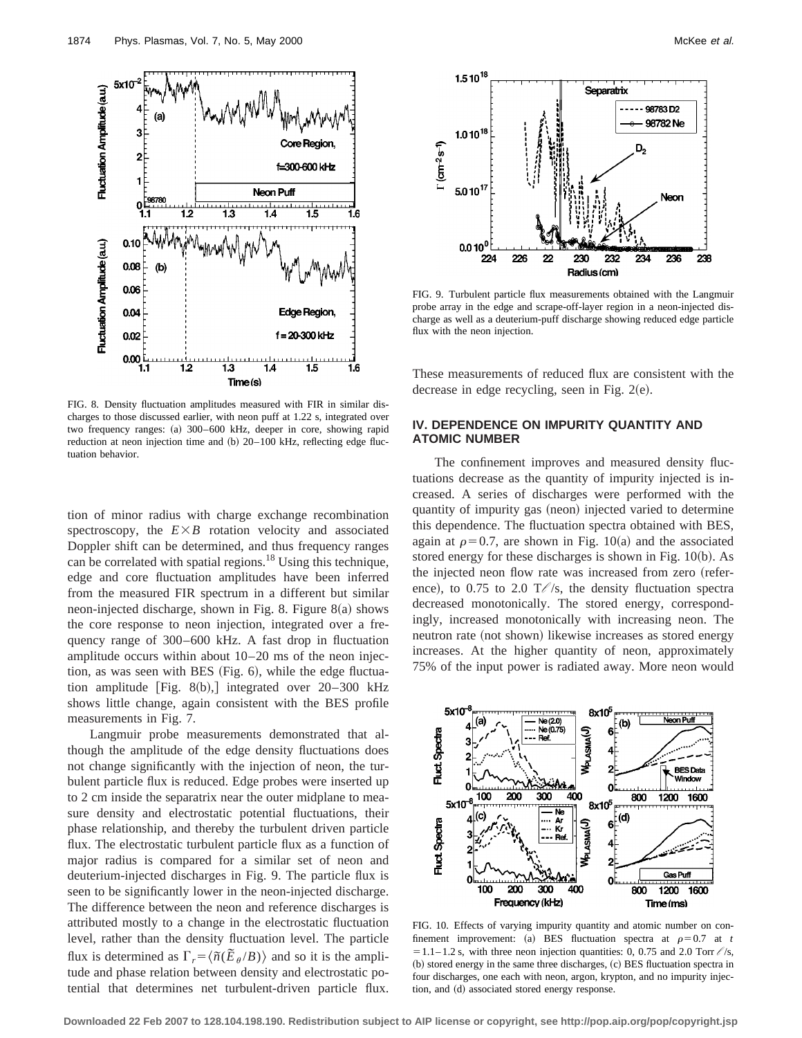FIG. 8. Density fluctuation amplitudes measured with FIR in similar discharges to those discussed earlier, with neon puff at 1.22 s, integrated over two frequency ranges: (a) 300–600 kHz, deeper in core, showing rapid reduction at neon injection time and (b) 20–100 kHz, reflecting edge fluctuation behavior.

tion of minor radius with charge exchange recombination spectroscopy, the $E \times B$ rotation velocity and associated Doppler shift can be determined, and thus frequency ranges can be correlated with spatial regions.[18] Using this technique, edge and core fluctuation amplitudes have been inferred from the measured FIR spectrum in a different but similar neon-injected discharge, shown in Fig. 8. Figure 8(a) shows the core response to neon injection, integrated over a frequency range of 300–600 kHz. A fast drop in fluctuation amplitude occurs within about 10–20 ms of the neon injection, as was seen with BES (Fig. 6), while the edge fluctuation amplitude [Fig. 8(b),] integrated over 20–300 kHz shows little change, again consistent with the BES profile measurements in Fig. 7.

Langmuir probe measurements demonstrated that although the amplitude of the edge density fluctuations does not change significantly with the injection of neon, the turbulent particle flux is reduced. Edge probes were inserted up to 2 cm inside the separatrix near the outer midplane to measure density and electrostatic potential fluctuations, their phase relationship, and thereby the turbulent driven particle flux. The electrostatic turbulent particle flux as a function of major radius is compared for a similar set of neon and deuterium-injected discharges in Fig. 9. The particle flux is seen to be significantly lower in the neon-injected discharge. The difference between the neon and reference discharges is attributed mostly to a change in the electrostatic fluctuation level, rather than the density fluctuation level. The particle flux is determined as $\Gamma_r = \langle \tilde{n}(\tilde{E}_\theta / B) \rangle$ and so it is the amplitude and phase relation between density and electrostatic potential that determines net turbulent-driven particle flux.

FIG. 9. Turbulent particle flux measurements obtained with the Langmuir probe array in the edge and scrape-off-layer region in a neon-injected discharge as well as a deuterium-puff discharge showing reduced edge particle flux with the neon injection.

These measurements of reduced flux are consistent with the decrease in edge recycling, seen in Fig. 2(e).

## IV. DEPENDENCE ON IMPURITY QUANTITY AND ATOMIC NUMBER

The confinement improves and measured density fluctuations decrease as the quantity of impurity injected is increased. A series of discharges were performed with the quantity of impurity gas (neon) injected varied to determine this dependence. The fluctuation spectra obtained with BES, again at $\rho = 0.7$, are shown in Fig. 10(a) and the associated stored energy for these discharges is shown in Fig. 10(b). As the injected neon flow rate was increased from zero (reference), to 0.75 to 2.0 T$\ell$/s, the density fluctuation spectra decreased monotonically. The stored energy, correspondingly, increased monotonically with increasing neon. The neutron rate (not shown) likewise increases as stored energy increases. At the higher quantity of neon, approximately 75% of the input power is radiated away. More neon would

FIG. 10. Effects of varying impurity quantity and atomic number on confinement improvement: (a) BES fluctuation spectra at $\rho = 0.7$ at $t = 1.1$–$1.2$ s, with three neon injection quantities: 0, 0.75 and 2.0 Torr $\ell$/s, (b) stored energy in the same three discharges, (c) BES fluctuation spectra in four discharges, one each with neon, argon, krypton, and no impurity injection, and (d) associated stored energy response.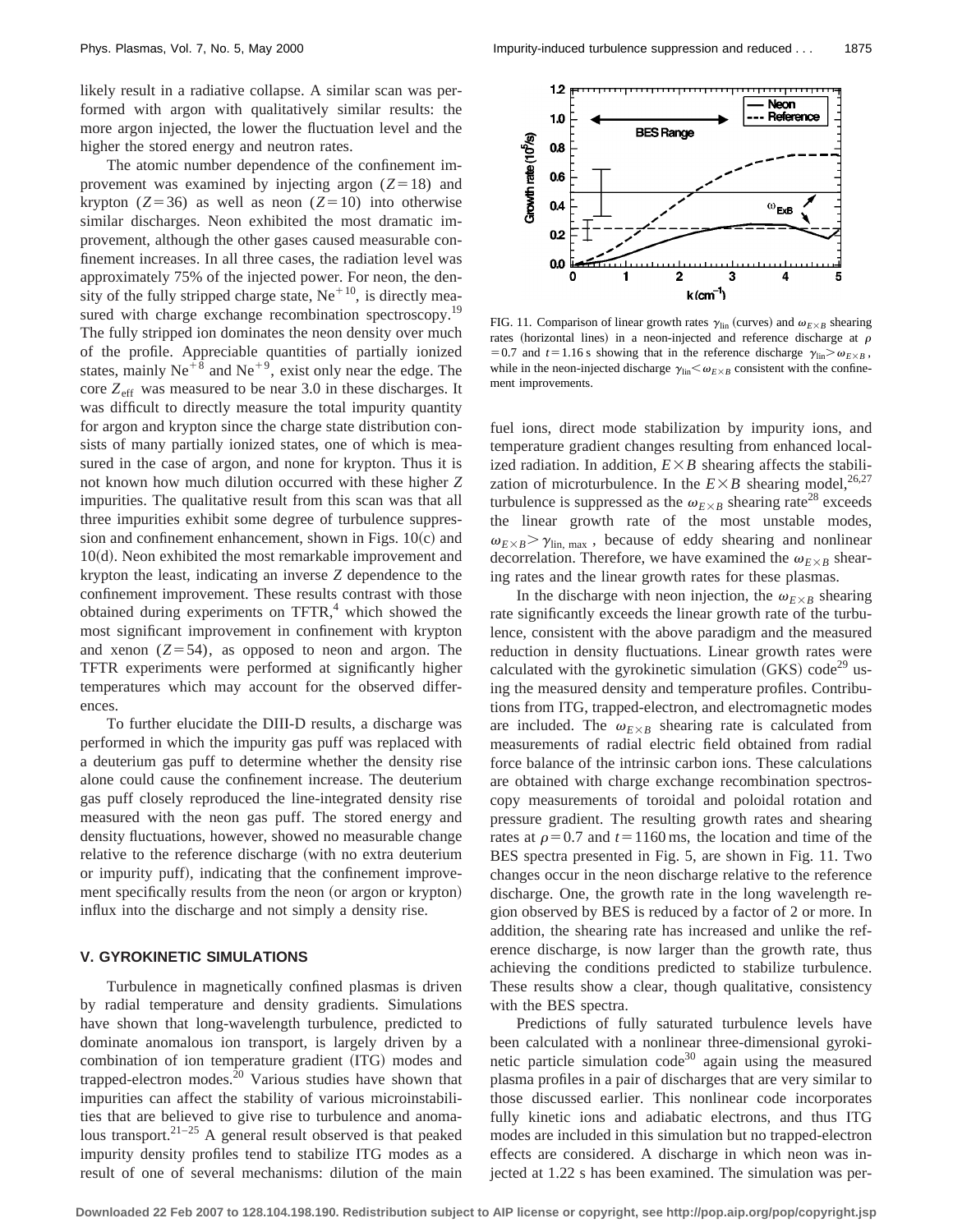likely result in a radiative collapse. A similar scan was performed with argon with qualitatively similar results: the more argon injected, the lower the fluctuation level and the higher the stored energy and neutron rates.

The atomic number dependence of the confinement improvement was examined by injecting argon ($Z=18$) and krypton ($Z=36$) as well as neon ($Z=10$) into otherwise similar discharges. Neon exhibited the most dramatic improvement, although the other gases caused measurable confinement increases. In all three cases, the radiation level was approximately 75% of the injected power. For neon, the density of the fully stripped charge state, $Ne^{+10}$, is directly measured with charge exchange recombination spectroscopy.[19] The fully stripped ion dominates the neon density over much of the profile. Appreciable quantities of partially ionized states, mainly $Ne^{+8}$ and $Ne^{+9}$, exist only near the edge. The core $Z_{\rm eff}$ was measured to be near 3.0 in these discharges. It was difficult to directly measure the total impurity quantity for argon and krypton since the charge state distribution consists of many partially ionized states, one of which is measured in the case of argon, and none for krypton. Thus it is not known how much dilution occurred with these higher $Z$ impurities. The qualitative result from this scan was that all three impurities exhibit some degree of turbulence suppression and confinement enhancement, shown in Figs. 10(c) and 10(d). Neon exhibited the most remarkable improvement and krypton the least, indicating an inverse $Z$ dependence to the confinement improvement. These results contrast with those obtained during experiments on TFTR,[4] which showed the most significant improvement in confinement with krypton and xenon ($Z=54$), as opposed to neon and argon. The TFTR experiments were performed at significantly higher temperatures which may account for the observed differences.

To further elucidate the DIII-D results, a discharge was performed in which the impurity gas puff was replaced with a deuterium gas puff to determine whether the density rise alone could cause the confinement increase. The deuterium gas puff closely reproduced the line-integrated density rise measured with the neon gas puff. The stored energy and density fluctuations, however, showed no measurable change relative to the reference discharge (with no extra deuterium or impurity puff), indicating that the confinement improvement specifically results from the neon (or argon or krypton) influx into the discharge and not simply a density rise.

## V. GYROKINETIC SIMULATIONS

Turbulence in magnetically confined plasmas is driven by radial temperature and density gradients. Simulations have shown that long-wavelength turbulence, predicted to dominate anomalous ion transport, is largely driven by a combination of ion temperature gradient (ITG) modes and trapped-electron modes.[20] Various studies have shown that impurities can affect the stability of various microinstabilities that are believed to give rise to turbulence and anomalous transport.[21–25] A general result observed is that peaked impurity density profiles tend to stabilize ITG modes as a result of one of several mechanisms: dilution of the main fuel ions, direct mode stabilization by impurity ions, and temperature gradient changes resulting from enhanced localized radiation. In addition, $E\times B$ shearing affects the stabilization of microturbulence. In the $E\times B$ shearing model,[26,27] turbulence is suppressed as the $\omega_{E\times B}$ shearing rate[28] exceeds the linear growth rate of the most unstable modes, $\omega_{E\times B}>\gamma_{\rm lin,\,max}$, because of eddy shearing and nonlinear decorrelation. Therefore, we have examined the $\omega_{E\times B}$ shearing rates and the linear growth rates for these plasmas.

FIG. 11. Comparison of linear growth rates $\gamma_{\rm lin}$ (curves) and $\omega_{E\times B}$ shearing rates (horizontal lines) in a neon-injected and reference discharge at $\rho=0.7$ and $t=1.16$ s showing that in the reference discharge $\gamma_{\rm lin}>\omega_{E\times B}$, while in the neon-injected discharge $\gamma_{\rm lin}<\omega_{E\times B}$ consistent with the confinement improvements.

In the discharge with neon injection, the $\omega_{E\times B}$ shearing rate significantly exceeds the linear growth rate of the turbulence, consistent with the above paradigm and the measured reduction in density fluctuations. Linear growth rates were calculated with the gyrokinetic simulation (GKS) code[29] using the measured density and temperature profiles. Contributions from ITG, trapped-electron, and electromagnetic modes are included. The $\omega_{E\times B}$ shearing rate is calculated from measurements of radial electric field obtained from radial force balance of the intrinsic carbon ions. These calculations are obtained with charge exchange recombination spectroscopy measurements of toroidal and poloidal rotation and pressure gradient. The resulting growth rates and shearing rates at $\rho=0.7$ and $t=1160$ ms, the location and time of the BES spectra presented in Fig. 5, are shown in Fig. 11. Two changes occur in the neon discharge relative to the reference discharge. One, the growth rate in the long wavelength region observed by BES is reduced by a factor of 2 or more. In addition, the shearing rate has increased and unlike the reference discharge, is now larger than the growth rate, thus achieving the conditions predicted to stabilize turbulence. These results show a clear, though qualitative, consistency with the BES spectra.

Predictions of fully saturated turbulence levels have been calculated with a nonlinear three-dimensional gyrokinetic particle simulation code[30] again using the measured plasma profiles in a pair of discharges that are very similar to those discussed earlier. This nonlinear code incorporates fully kinetic ions and adiabatic electrons, and thus ITG modes are included in this simulation but no trapped-electron effects are considered. A discharge in which neon was injected at 1.22 s has been examined. The simulation was per-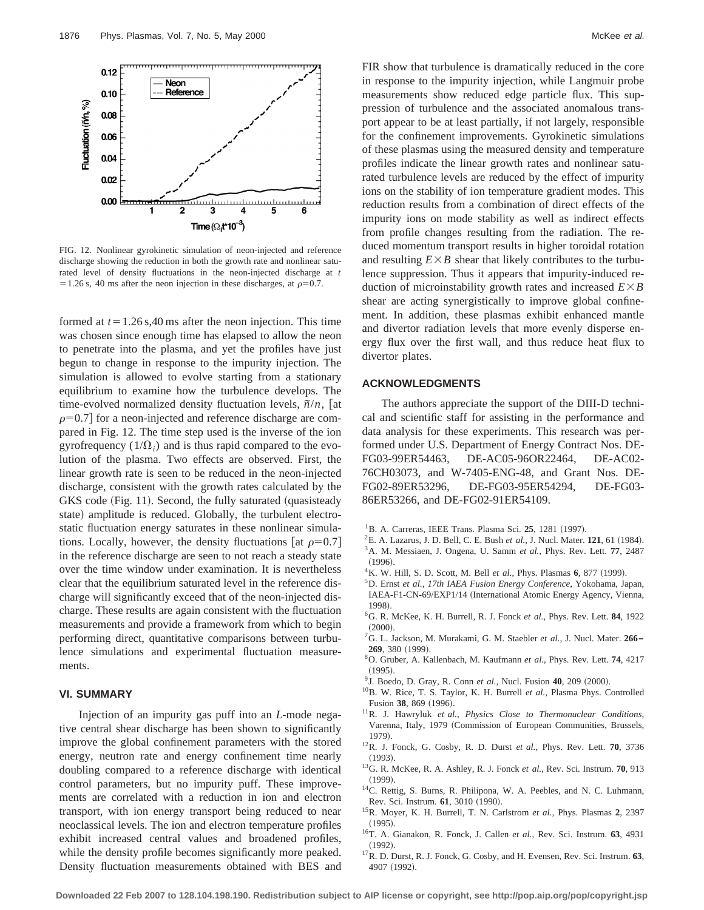0.12
0.10
0.08
0.06
0.04
0.02
0.00

Fluctuation ($\tilde{n}/n$, %)

— Neon
--- Reference

1 2 3 4 5 6

Time ($\Omega_i t$*10$^{-3}$)

FIG. 12. Nonlinear gyrokinetic simulation of neon-injected and reference discharge showing the reduction in both the growth rate and nonlinear saturated level of density fluctuations in the neon-injected discharge at $t=1.26$ s, 40 ms after the neon injection in these discharges, at $\rho=0.7$.

formed at $t=1.26$ s,40 ms after the neon injection. This time was chosen since enough time has elapsed to allow the neon to penetrate into the plasma, and yet the profiles have just begun to change in response to the impurity injection. The simulation is allowed to evolve starting from a stationary equilibrium to examine how the turbulence develops. The time-evolved normalized density fluctuation levels, $\tilde{n}/n$, [at $\rho=0.7$] for a neon-injected and reference discharge are compared in Fig. 12. The time step used is the inverse of the ion gyrofrequency ($1/\Omega_i$) and is thus rapid compared to the evolution of the plasma. Two effects are observed. First, the linear growth rate is seen to be reduced in the neon-injected discharge, consistent with the growth rates calculated by the GKS code (Fig. 11). Second, the fully saturated (quasisteady state) amplitude is reduced. Globally, the turbulent electrostatic fluctuation energy saturates in these nonlinear simulations. Locally, however, the density fluctuations [at $\rho=0.7$] in the reference discharge are seen to not reach a steady state over the time window under examination. It is nevertheless clear that the equilibrium saturated level in the reference discharge will significantly exceed that of the neon-injected discharge. These results are again consistent with the fluctuation measurements and provide a framework from which to begin performing direct, quantitative comparisons between turbulence simulations and experimental fluctuation measurements.

## VI. SUMMARY

Injection of an impurity gas puff into an *L*-mode negative central shear discharge has been shown to significantly improve the global confinement parameters with the stored energy, neutron rate and energy confinement time nearly doubling compared to a reference discharge with identical control parameters, but no impurity puff. These improvements are correlated with a reduction in ion and electron transport, with ion energy transport being reduced to near neoclassical levels. The ion and electron temperature profiles exhibit increased central values and broadened profiles, while the density profile becomes significantly more peaked. Density fluctuation measurements obtained with BES and FIR show that turbulence is dramatically reduced in the core in response to the impurity injection, while Langmuir probe measurements show reduced edge particle flux. This suppression of turbulence and the associated anomalous transport appear to be at least partially, if not largely, responsible for the confinement improvements. Gyrokinetic simulations of these plasmas using the measured density and temperature profiles indicate the linear growth rates and nonlinear saturated turbulence levels are reduced by the effect of impurity ions on the stability of ion temperature gradient modes. This reduction results from a combination of direct effects of the impurity ions on mode stability as well as indirect effects from profile changes resulting from the radiation. The reduced momentum transport results in higher toroidal rotation and resulting $E\times B$ shear that likely contributes to the turbulence suppression. Thus it appears that impurity-induced reduction of microinstability growth rates and increased $E\times B$ shear are acting synergistically to improve global confinement. In addition, these plasmas exhibit enhanced mantle and divertor radiation levels that more evenly disperse energy flux over the first wall, and thus reduce heat flux to divertor plates.

## ACKNOWLEDGMENTS

The authors appreciate the support of the DIII-D technical and scientific staff for assisting in the performance and data analysis for these experiments. This research was performed under U.S. Department of Energy Contract Nos. DE-FG03-99ER54463, DE-AC05-96OR22464, DE-AC02-76CH03073, and W-7405-ENG-48, and Grant Nos. DE-FG02-89ER53296, DE-FG03-95ER54294, DE-FG03-86ER53266, and DE-FG02-91ER54109.

[1] B. A. Carreras, IEEE Trans. Plasma Sci. **25**, 1281 (1997).
[2] E. A. Lazarus, J. D. Bell, C. E. Bush *et al.*, J. Nucl. Mater. **121**, 61 (1984).
[3] A. M. Messiaen, J. Ongena, U. Samm *et al.*, Phys. Rev. Lett. **77**, 2487 (1996).
[4] K. W. Hill, S. D. Scott, M. Bell *et al.*, Phys. Plasmas **6**, 877 (1999).
[5] D. Ernst *et al.*, *17th IAEA Fusion Energy Conference*, Yokohama, Japan, IAEA-F1-CN-69/EXP1/14 (International Atomic Energy Agency, Vienna, 1998).
[6] G. R. McKee, K. H. Burrell, R. J. Fonck *et al.*, Phys. Rev. Lett. **84**, 1922 (2000).
[7] G. L. Jackson, M. Murakami, G. M. Staebler *et al.*, J. Nucl. Mater. **266–269**, 380 (1999).
[8] O. Gruber, A. Kallenbach, M. Kaufmann *et al.*, Phys. Rev. Lett. **74**, 4217 (1995).
[9] J. Boedo, D. Gray, R. Conn *et al.*, Nucl. Fusion **40**, 209 (2000).
[10] B. W. Rice, T. S. Taylor, K. H. Burrell *et al.*, Plasma Phys. Controlled Fusion **38**, 869 (1996).
[11] R. J. Hawryluk *et al.*, *Physics Close to Thermonuclear Conditions*, Varenna, Italy, 1979 (Commission of European Communities, Brussels, 1979).
[12] R. J. Fonck, G. Cosby, R. D. Durst *et al.*, Phys. Rev. Lett. **70**, 3736 (1993).
[13] G. R. McKee, R. A. Ashley, R. J. Fonck *et al.*, Rev. Sci. Instrum. **70**, 913 (1999).
[14] C. Rettig, S. Burns, R. Philipona, W. A. Peebles, and N. C. Luhmann, Rev. Sci. Instrum. **61**, 3010 (1990).
[15] R. Moyer, K. H. Burrell, T. N. Carlstrom *et al.*, Phys. Plasmas **2**, 2397 (1995).
[16] T. A. Gianakon, R. Fonck, J. Callen *et al.*, Rev. Sci. Instrum. **63**, 4931 (1992).
[17] R. D. Durst, R. J. Fonck, G. Cosby, and H. Evensen, Rev. Sci. Instrum. **63**, 4907 (1992).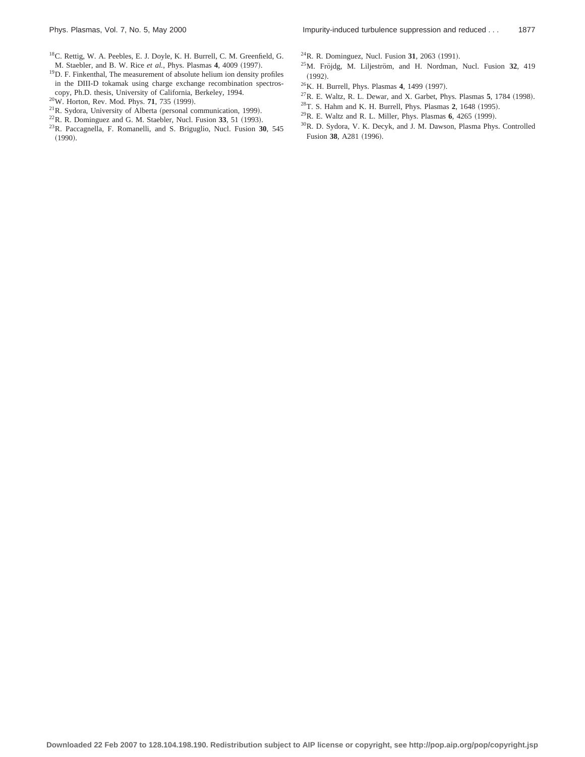[18] C. Rettig, W. A. Peebles, E. J. Doyle, K. H. Burrell, C. M. Greenfield, G. M. Staebler, and B. W. Rice *et al.*, Phys. Plasmas **4**, 4009 (1997).

[19] D. F. Finkenthal, The measurement of absolute helium ion density profiles in the DIII-D tokamak using charge exchange recombination spectroscopy, Ph.D. thesis, University of California, Berkeley, 1994.

[20] W. Horton, Rev. Mod. Phys. **71**, 735 (1999).

[21] R. Sydora, University of Alberta (personal communication, 1999).

[22] R. R. Dominguez and G. M. Staebler, Nucl. Fusion **33**, 51 (1993).

[23] R. Paccagnella, F. Romanelli, and S. Briguglio, Nucl. Fusion **30**, 545 (1990).

[24] R. R. Dominguez, Nucl. Fusion **31**, 2063 (1991).

[25] M. Fröjdg, M. Liljeström, and H. Nordman, Nucl. Fusion **32**, 419 (1992).

[26] K. H. Burrell, Phys. Plasmas **4**, 1499 (1997).

[27] R. E. Waltz, R. L. Dewar, and X. Garbet, Phys. Plasmas **5**, 1784 (1998).

[28] T. S. Hahm and K. H. Burrell, Phys. Plasmas **2**, 1648 (1995).

[29] R. E. Waltz and R. L. Miller, Phys. Plasmas **6**, 4265 (1999).

[30] R. D. Sydora, V. K. Decyk, and J. M. Dawson, Plasma Phys. Controlled Fusion **38**, A281 (1996).